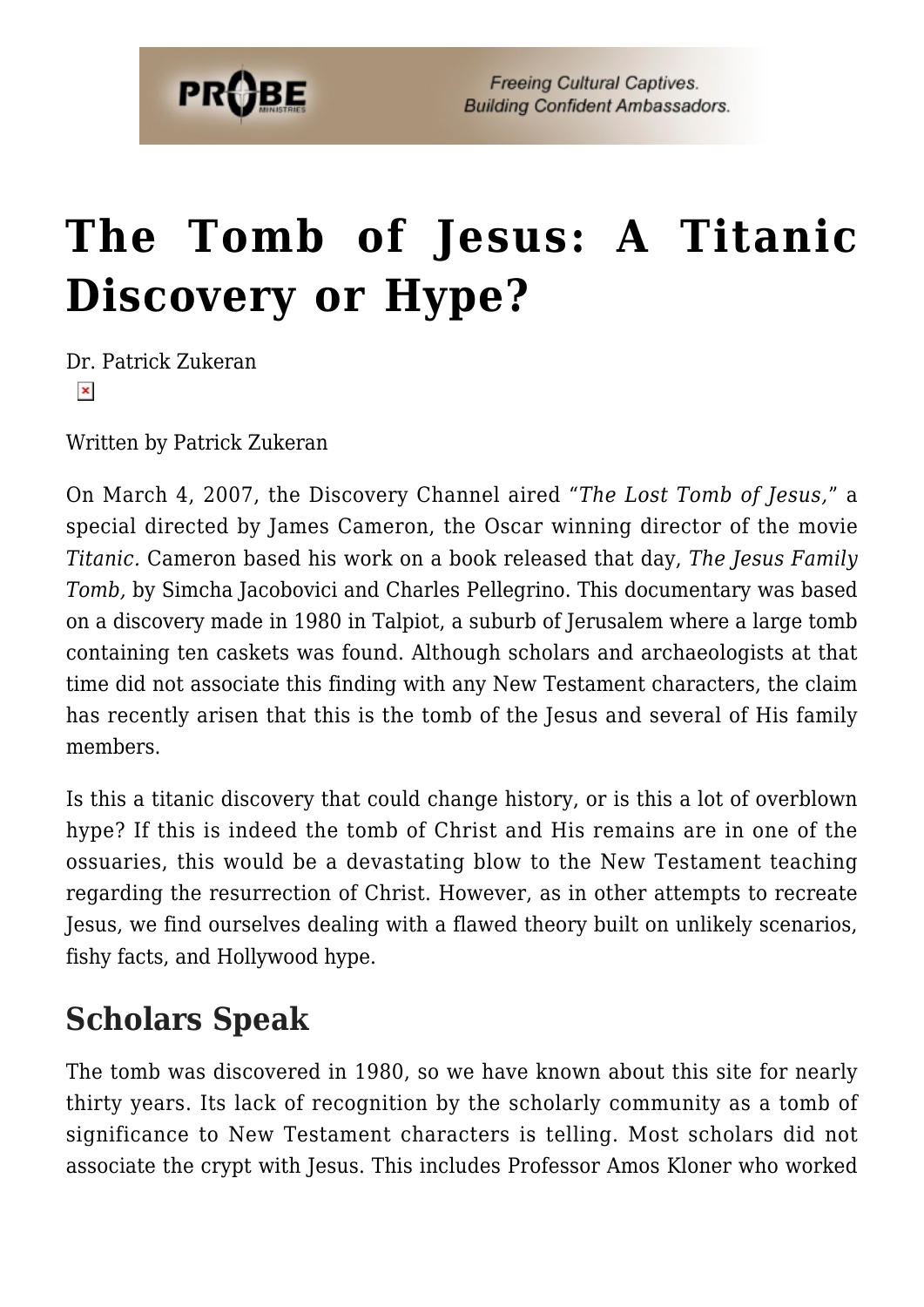# The Tomb of Jesus: A Titanic Discovery or Hype?

Dr. Patrick Zukeran

Written by Patrick Zukeran

On March 4, 2007, the Discovery Channel aired "*The Lost Tomb of Jesus,*" a special directed by James Cameron, the Oscar winning director of the movie *Titanic.* Cameron based his work on a book released that day, *The Jesus Family Tomb,* by Simcha Jacobovici and Charles Pellegrino. This documentary was based on a discovery made in 1980 in Talpiot, a suburb of Jerusalem where a large tomb containing ten caskets was found. Although scholars and archaeologists at that time did not associate this finding with any New Testament characters, the claim has recently arisen that this is the tomb of the Jesus and several of His family members.

Is this a titanic discovery that could change history, or is this a lot of overblown hype? If this is indeed the tomb of Christ and His remains are in one of the ossuaries, this would be a devastating blow to the New Testament teaching regarding the resurrection of Christ. However, as in other attempts to recreate Jesus, we find ourselves dealing with a flawed theory built on unlikely scenarios, fishy facts, and Hollywood hype.

## Scholars Speak

The tomb was discovered in 1980, so we have known about this site for nearly thirty years. Its lack of recognition by the scholarly community as a tomb of significance to New Testament characters is telling. Most scholars did not associate the crypt with Jesus. This includes Professor Amos Kloner who worked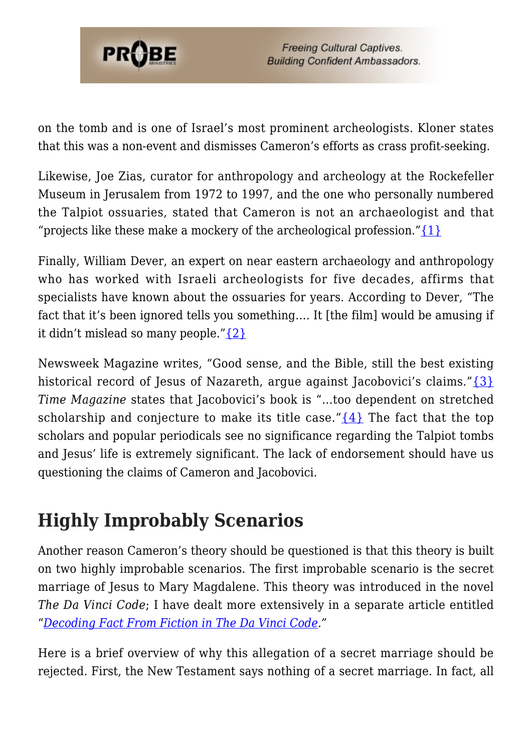on the tomb and is one of Israel's most prominent archeologists. Kloner states that this was a non-event and dismisses Cameron's efforts as crass profit-seeking.

Likewise, Joe Zias, curator for anthropology and archeology at the Rockefeller Museum in Jerusalem from 1972 to 1997, and the one who personally numbered the Talpiot ossuaries, stated that Cameron is not an archaeologist and that "projects like these make a mockery of the archeological profession."{1}

Finally, William Dever, an expert on near eastern archaeology and anthropology who has worked with Israeli archeologists for five decades, affirms that specialists have known about the ossuaries for years. According to Dever, "The fact that it's been ignored tells you something.... It [the film] would be amusing if it didn't mislead so many people."{2}

Newsweek Magazine writes, "Good sense, and the Bible, still the best existing historical record of Jesus of Nazareth, argue against Jacobovici's claims."{3} *Time Magazine* states that Jacobovici's book is "...too dependent on stretched scholarship and conjecture to make its title case."{4} The fact that the top scholars and popular periodicals see no significance regarding the Talpiot tombs and Jesus' life is extremely significant. The lack of endorsement should have us questioning the claims of Cameron and Jacobovici.

## Highly Improbably Scenarios

Another reason Cameron's theory should be questioned is that this theory is built on two highly improbable scenarios. The first improbable scenario is the secret marriage of Jesus to Mary Magdalene. This theory was introduced in the novel *The Da Vinci Code*; I have dealt more extensively in a separate article entitled "*Decoding Fact From Fiction in The Da Vinci Code*."

Here is a brief overview of why this allegation of a secret marriage should be rejected. First, the New Testament says nothing of a secret marriage. In fact, all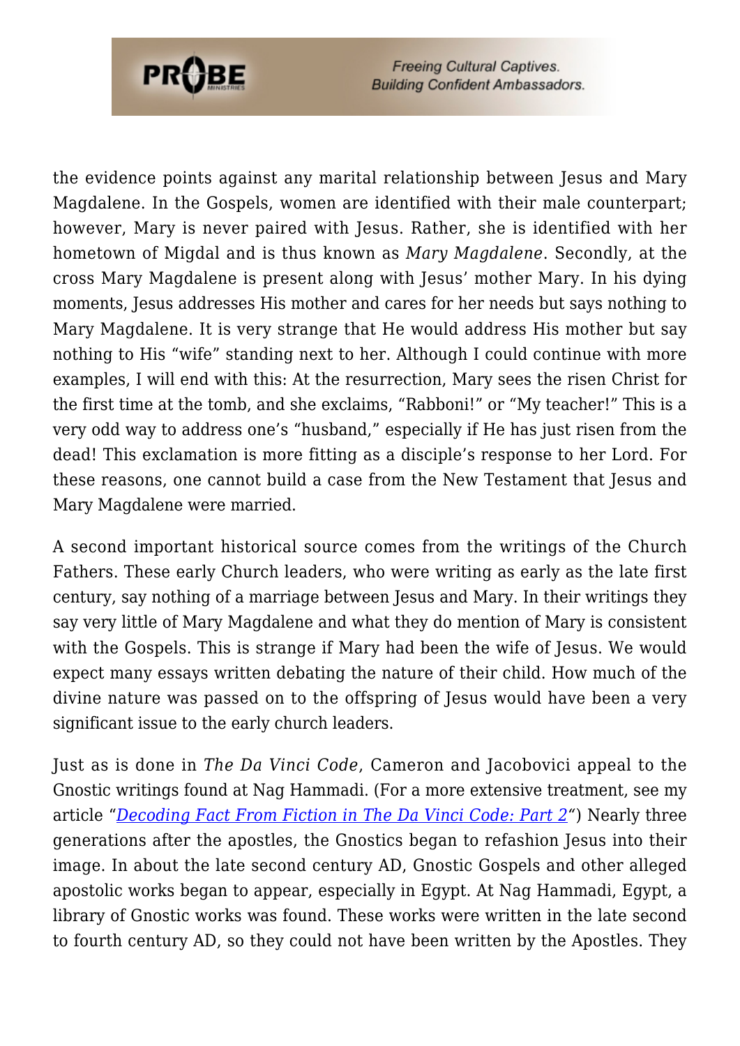the evidence points against any marital relationship between Jesus and Mary Magdalene. In the Gospels, women are identified with their male counterpart; however, Mary is never paired with Jesus. Rather, she is identified with her hometown of Migdal and is thus known as *Mary Magdalene*. Secondly, at the cross Mary Magdalene is present along with Jesus' mother Mary. In his dying moments, Jesus addresses His mother and cares for her needs but says nothing to Mary Magdalene. It is very strange that He would address His mother but say nothing to His "wife" standing next to her. Although I could continue with more examples, I will end with this: At the resurrection, Mary sees the risen Christ for the first time at the tomb, and she exclaims, "Rabboni!" or "My teacher!" This is a very odd way to address one's "husband," especially if He has just risen from the dead! This exclamation is more fitting as a disciple's response to her Lord. For these reasons, one cannot build a case from the New Testament that Jesus and Mary Magdalene were married.

A second important historical source comes from the writings of the Church Fathers. These early Church leaders, who were writing as early as the late first century, say nothing of a marriage between Jesus and Mary. In their writings they say very little of Mary Magdalene and what they do mention of Mary is consistent with the Gospels. This is strange if Mary had been the wife of Jesus. We would expect many essays written debating the nature of their child. How much of the divine nature was passed on to the offspring of Jesus would have been a very significant issue to the early church leaders.

Just as is done in *The Da Vinci Code*, Cameron and Jacobovici appeal to the Gnostic writings found at Nag Hammadi. (For a more extensive treatment, see my article "*Decoding Fact From Fiction in The Da Vinci Code: Part 2*") Nearly three generations after the apostles, the Gnostics began to refashion Jesus into their image. In about the late second century AD, Gnostic Gospels and other alleged apostolic works began to appear, especially in Egypt. At Nag Hammadi, Egypt, a library of Gnostic works was found. These works were written in the late second to fourth century AD, so they could not have been written by the Apostles. They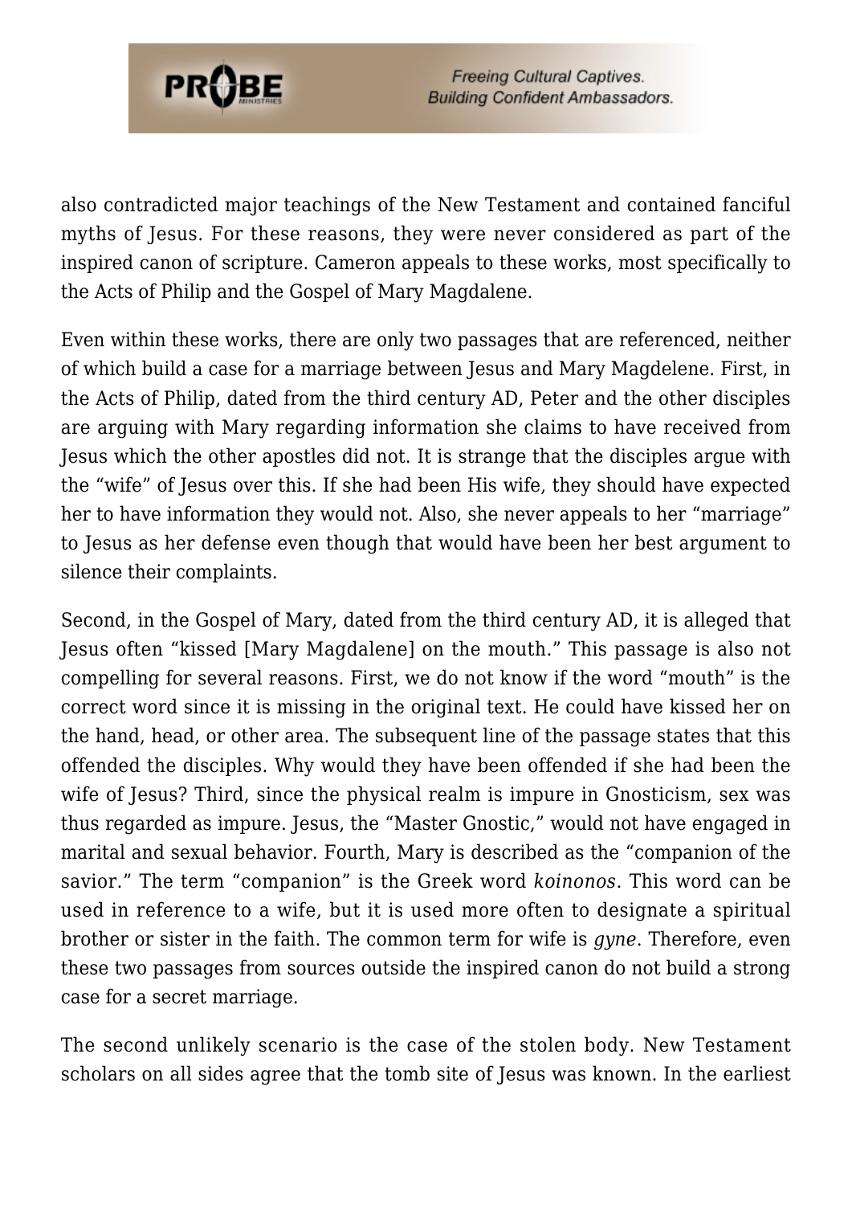also contradicted major teachings of the New Testament and contained fanciful myths of Jesus. For these reasons, they were never considered as part of the inspired canon of scripture. Cameron appeals to these works, most specifically to the Acts of Philip and the Gospel of Mary Magdalene.

Even within these works, there are only two passages that are referenced, neither of which build a case for a marriage between Jesus and Mary Magdelene. First, in the Acts of Philip, dated from the third century AD, Peter and the other disciples are arguing with Mary regarding information she claims to have received from Jesus which the other apostles did not. It is strange that the disciples argue with the "wife" of Jesus over this. If she had been His wife, they should have expected her to have information they would not. Also, she never appeals to her "marriage" to Jesus as her defense even though that would have been her best argument to silence their complaints.

Second, in the Gospel of Mary, dated from the third century AD, it is alleged that Jesus often "kissed [Mary Magdalene] on the mouth." This passage is also not compelling for several reasons. First, we do not know if the word "mouth" is the correct word since it is missing in the original text. He could have kissed her on the hand, head, or other area. The subsequent line of the passage states that this offended the disciples. Why would they have been offended if she had been the wife of Jesus? Third, since the physical realm is impure in Gnosticism, sex was thus regarded as impure. Jesus, the "Master Gnostic," would not have engaged in marital and sexual behavior. Fourth, Mary is described as the "companion of the savior." The term "companion" is the Greek word *koinonos*. This word can be used in reference to a wife, but it is used more often to designate a spiritual brother or sister in the faith. The common term for wife is *gyne*. Therefore, even these two passages from sources outside the inspired canon do not build a strong case for a secret marriage.

The second unlikely scenario is the case of the stolen body. New Testament scholars on all sides agree that the tomb site of Jesus was known. In the earliest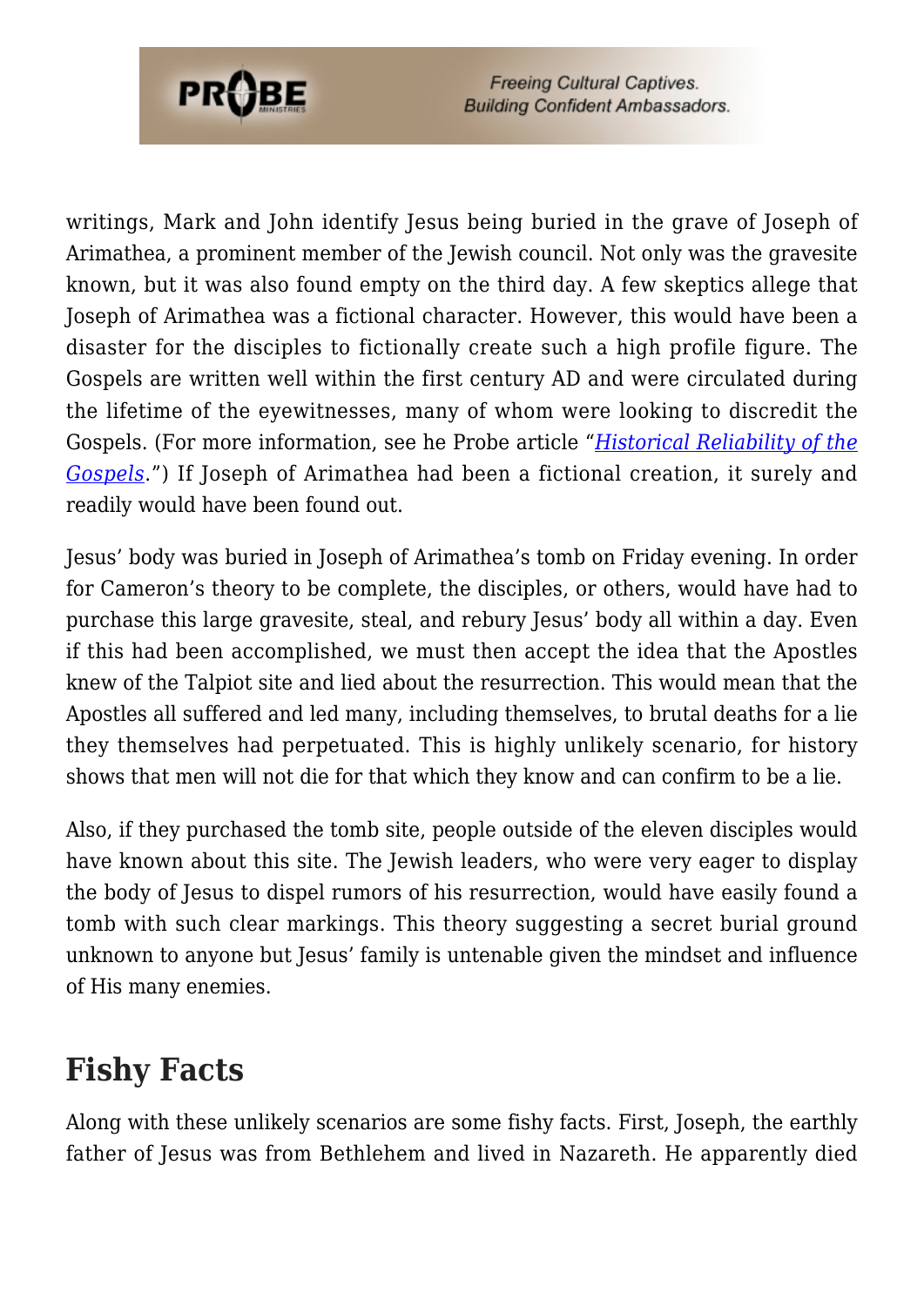writings, Mark and John identify Jesus being buried in the grave of Joseph of Arimathea, a prominent member of the Jewish council. Not only was the gravesite known, but it was also found empty on the third day. A few skeptics allege that Joseph of Arimathea was a fictional character. However, this would have been a disaster for the disciples to fictionally create such a high profile figure. The Gospels are written well within the first century AD and were circulated during the lifetime of the eyewitnesses, many of whom were looking to discredit the Gospels. (For more information, see he Probe article "*Historical Reliability of the Gospels*.") If Joseph of Arimathea had been a fictional creation, it surely and readily would have been found out.

Jesus' body was buried in Joseph of Arimathea's tomb on Friday evening. In order for Cameron's theory to be complete, the disciples, or others, would have had to purchase this large gravesite, steal, and rebury Jesus' body all within a day. Even if this had been accomplished, we must then accept the idea that the Apostles knew of the Talpiot site and lied about the resurrection. This would mean that the Apostles all suffered and led many, including themselves, to brutal deaths for a lie they themselves had perpetuated. This is highly unlikely scenario, for history shows that men will not die for that which they know and can confirm to be a lie.

Also, if they purchased the tomb site, people outside of the eleven disciples would have known about this site. The Jewish leaders, who were very eager to display the body of Jesus to dispel rumors of his resurrection, would have easily found a tomb with such clear markings. This theory suggesting a secret burial ground unknown to anyone but Jesus' family is untenable given the mindset and influence of His many enemies.

## Fishy Facts

Along with these unlikely scenarios are some fishy facts. First, Joseph, the earthly father of Jesus was from Bethlehem and lived in Nazareth. He apparently died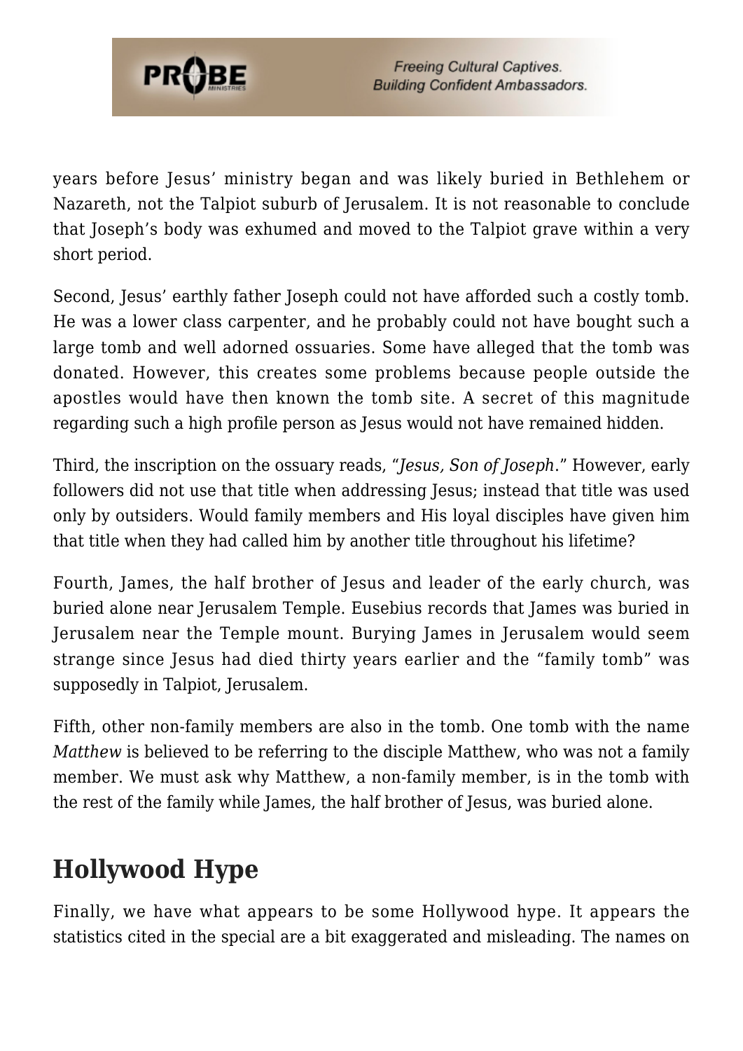years before Jesus' ministry began and was likely buried in Bethlehem or Nazareth, not the Talpiot suburb of Jerusalem. It is not reasonable to conclude that Joseph's body was exhumed and moved to the Talpiot grave within a very short period.

Second, Jesus' earthly father Joseph could not have afforded such a costly tomb. He was a lower class carpenter, and he probably could not have bought such a large tomb and well adorned ossuaries. Some have alleged that the tomb was donated. However, this creates some problems because people outside the apostles would have then known the tomb site. A secret of this magnitude regarding such a high profile person as Jesus would not have remained hidden.

Third, the inscription on the ossuary reads, "*Jesus, Son of Joseph*." However, early followers did not use that title when addressing Jesus; instead that title was used only by outsiders. Would family members and His loyal disciples have given him that title when they had called him by another title throughout his lifetime?

Fourth, James, the half brother of Jesus and leader of the early church, was buried alone near Jerusalem Temple. Eusebius records that James was buried in Jerusalem near the Temple mount. Burying James in Jerusalem would seem strange since Jesus had died thirty years earlier and the "family tomb" was supposedly in Talpiot, Jerusalem.

Fifth, other non-family members are also in the tomb. One tomb with the name *Matthew* is believed to be referring to the disciple Matthew, who was not a family member. We must ask why Matthew, a non-family member, is in the tomb with the rest of the family while James, the half brother of Jesus, was buried alone.

## Hollywood Hype

Finally, we have what appears to be some Hollywood hype. It appears the statistics cited in the special are a bit exaggerated and misleading. The names on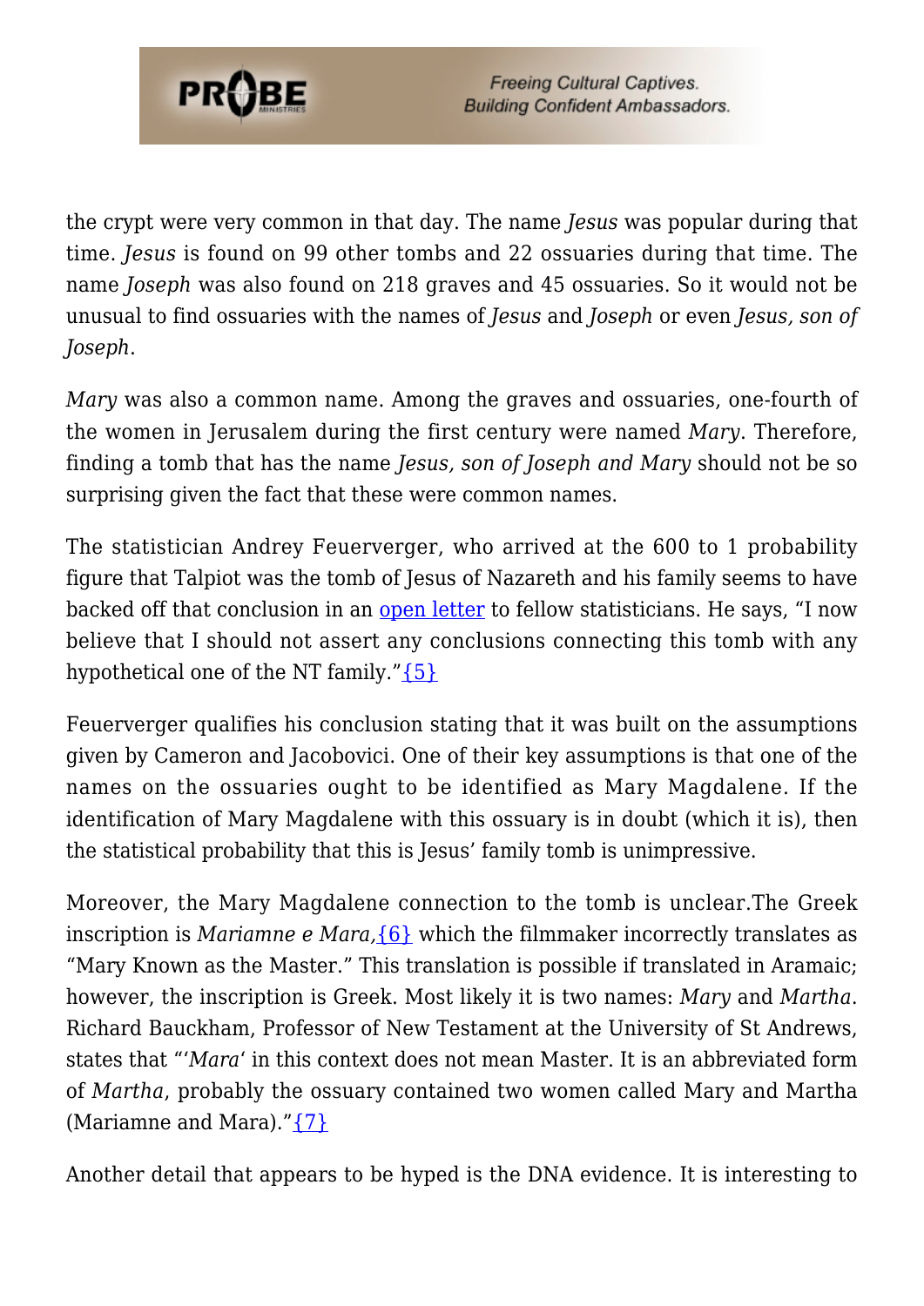the crypt were very common in that day. The name *Jesus* was popular during that time. *Jesus* is found on 99 other tombs and 22 ossuaries during that time. The name *Joseph* was also found on 218 graves and 45 ossuaries. So it would not be unusual to find ossuaries with the names of *Jesus* and *Joseph* or even *Jesus, son of Joseph*.

*Mary* was also a common name. Among the graves and ossuaries, one-fourth of the women in Jerusalem during the first century were named *Mary*. Therefore, finding a tomb that has the name *Jesus, son of Joseph and Mary* should not be so surprising given the fact that these were common names.

The statistician Andrey Feuerverger, who arrived at the 600 to 1 probability figure that Talpiot was the tomb of Jesus of Nazareth and his family seems to have backed off that conclusion in an open letter to fellow statisticians. He says, "I now believe that I should not assert any conclusions connecting this tomb with any hypothetical one of the NT family."{5}

Feuerverger qualifies his conclusion stating that it was built on the assumptions given by Cameron and Jacobovici. One of their key assumptions is that one of the names on the ossuaries ought to be identified as Mary Magdalene. If the identification of Mary Magdalene with this ossuary is in doubt (which it is), then the statistical probability that this is Jesus' family tomb is unimpressive.

Moreover, the Mary Magdalene connection to the tomb is unclear.The Greek inscription is *Mariamne e Mara,*{6} which the filmmaker incorrectly translates as "Mary Known as the Master." This translation is possible if translated in Aramaic; however, the inscription is Greek. Most likely it is two names: *Mary* and *Martha*. Richard Bauckham, Professor of New Testament at the University of St Andrews, states that "'*Mara*' in this context does not mean Master. It is an abbreviated form of *Martha*, probably the ossuary contained two women called Mary and Martha (Mariamne and Mara)."{7}

Another detail that appears to be hyped is the DNA evidence. It is interesting to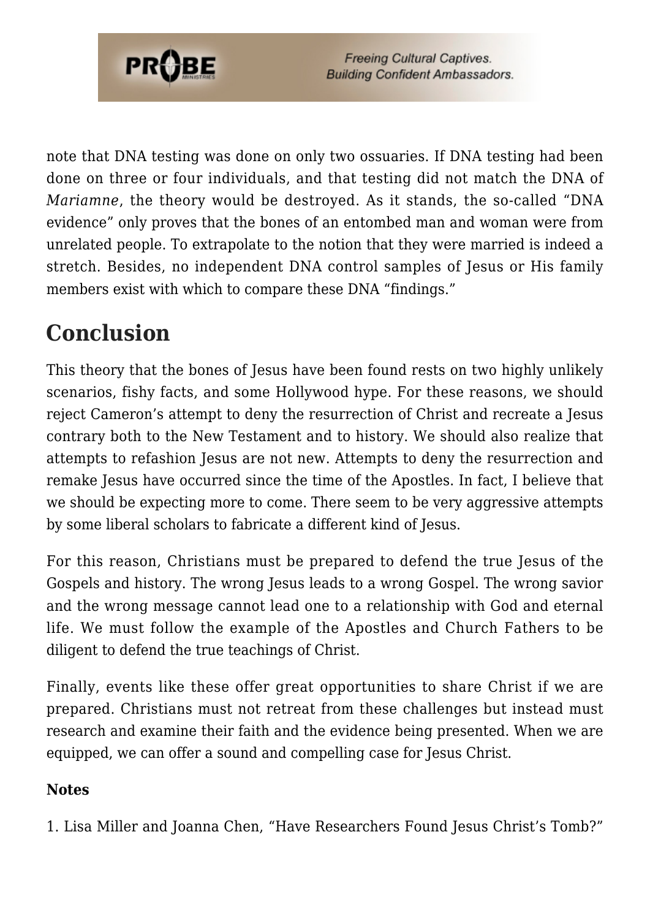note that DNA testing was done on only two ossuaries. If DNA testing had been done on three or four individuals, and that testing did not match the DNA of *Mariamne*, the theory would be destroyed. As it stands, the so-called "DNA evidence" only proves that the bones of an entombed man and woman were from unrelated people. To extrapolate to the notion that they were married is indeed a stretch. Besides, no independent DNA control samples of Jesus or His family members exist with which to compare these DNA "findings."

## Conclusion

This theory that the bones of Jesus have been found rests on two highly unlikely scenarios, fishy facts, and some Hollywood hype. For these reasons, we should reject Cameron's attempt to deny the resurrection of Christ and recreate a Jesus contrary both to the New Testament and to history. We should also realize that attempts to refashion Jesus are not new. Attempts to deny the resurrection and remake Jesus have occurred since the time of the Apostles. In fact, I believe that we should be expecting more to come. There seem to be very aggressive attempts by some liberal scholars to fabricate a different kind of Jesus.

For this reason, Christians must be prepared to defend the true Jesus of the Gospels and history. The wrong Jesus leads to a wrong Gospel. The wrong savior and the wrong message cannot lead one to a relationship with God and eternal life. We must follow the example of the Apostles and Church Fathers to be diligent to defend the true teachings of Christ.

Finally, events like these offer great opportunities to share Christ if we are prepared. Christians must not retreat from these challenges but instead must research and examine their faith and the evidence being presented. When we are equipped, we can offer a sound and compelling case for Jesus Christ.

**Notes**

1. Lisa Miller and Joanna Chen, "Have Researchers Found Jesus Christ's Tomb?"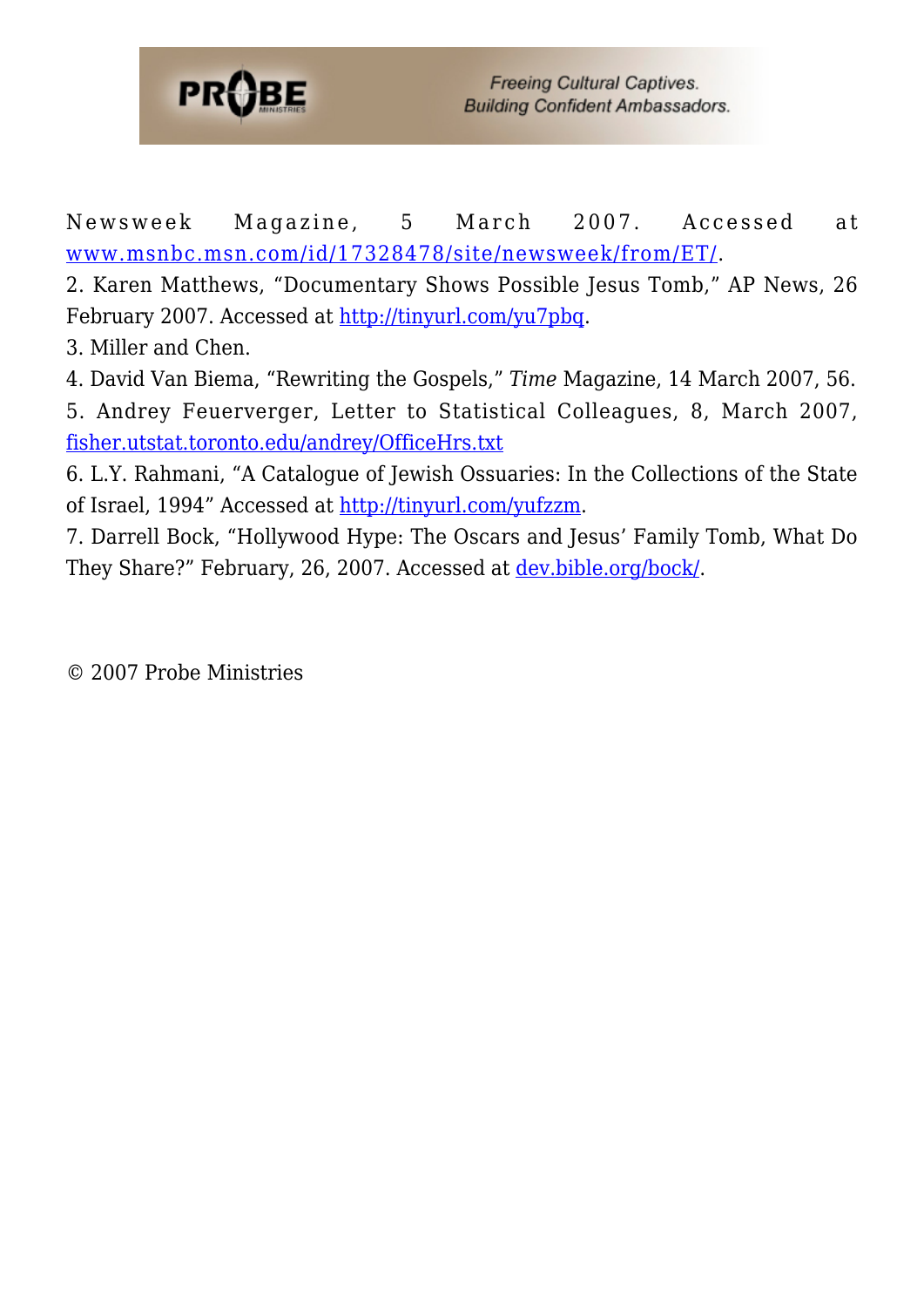Newsweek Magazine, 5 March 2007. Accessed at www.msnbc.msn.com/id/17328478/site/newsweek/from/ET/.

2. Karen Matthews, "Documentary Shows Possible Jesus Tomb," AP News, 26 February 2007. Accessed at http://tinyurl.com/yu7pbq.

3. Miller and Chen.

4. David Van Biema, "Rewriting the Gospels," *Time* Magazine, 14 March 2007, 56.

5. Andrey Feuerverger, Letter to Statistical Colleagues, 8, March 2007, fisher.utstat.toronto.edu/andrey/OfficeHrs.txt

6. L.Y. Rahmani, "A Catalogue of Jewish Ossuaries: In the Collections of the State of Israel, 1994" Accessed at http://tinyurl.com/yufzzm.

7. Darrell Bock, "Hollywood Hype: The Oscars and Jesus' Family Tomb, What Do They Share?" February, 26, 2007. Accessed at dev.bible.org/bock/.

© 2007 Probe Ministries